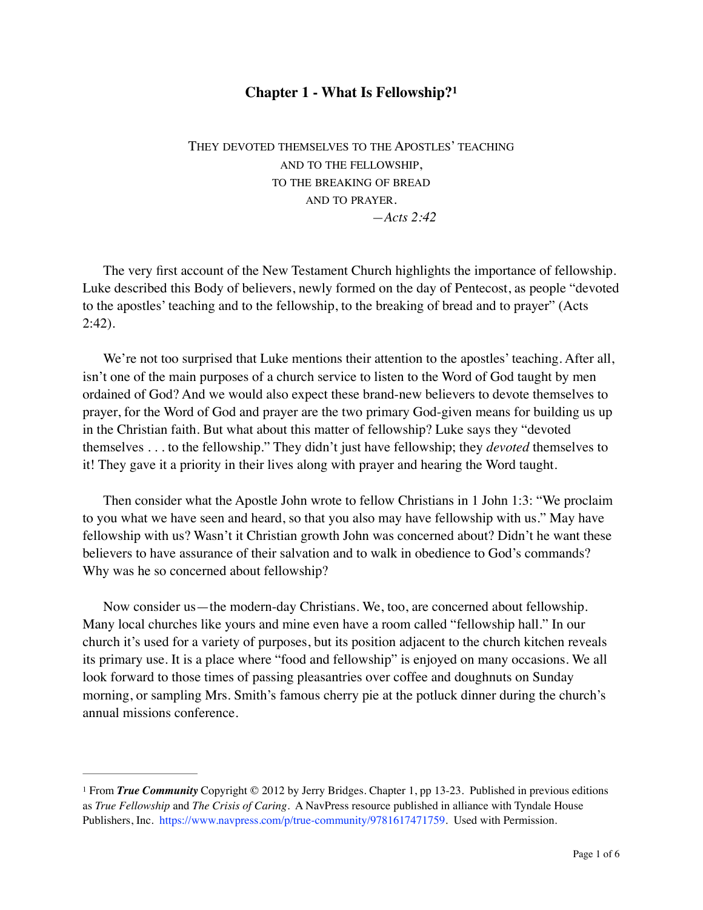# Chapter 1 - What Is Fellowship?[1]

THEY DEVOTED THEMSELVES TO THE APOSTLES' TEACHING
AND TO THE FELLOWSHIP,
TO THE BREAKING OF BREAD
AND TO PRAYER.
—*Acts 2:42*

The very first account of the New Testament Church highlights the importance of fellowship. Luke described this Body of believers, newly formed on the day of Pentecost, as people "devoted to the apostles' teaching and to the fellowship, to the breaking of bread and to prayer" (Acts 2:42).

We're not too surprised that Luke mentions their attention to the apostles' teaching. After all, isn't one of the main purposes of a church service to listen to the Word of God taught by men ordained of God? And we would also expect these brand-new believers to devote themselves to prayer, for the Word of God and prayer are the two primary God-given means for building us up in the Christian faith. But what about this matter of fellowship? Luke says they "devoted themselves . . . to the fellowship." They didn't just have fellowship; they *devoted* themselves to it! They gave it a priority in their lives along with prayer and hearing the Word taught.

Then consider what the Apostle John wrote to fellow Christians in 1 John 1:3: "We proclaim to you what we have seen and heard, so that you also may have fellowship with us." May have fellowship with us? Wasn't it Christian growth John was concerned about? Didn't he want these believers to have assurance of their salvation and to walk in obedience to God's commands? Why was he so concerned about fellowship?

Now consider us—the modern-day Christians. We, too, are concerned about fellowship. Many local churches like yours and mine even have a room called "fellowship hall." In our church it's used for a variety of purposes, but its position adjacent to the church kitchen reveals its primary use. It is a place where "food and fellowship" is enjoyed on many occasions. We all look forward to those times of passing pleasantries over coffee and doughnuts on Sunday morning, or sampling Mrs. Smith's famous cherry pie at the potluck dinner during the church's annual missions conference.

---

[1] From ***True Community*** Copyright © 2012 by Jerry Bridges. Chapter 1, pp 13-23. Published in previous editions as *True Fellowship* and *The Crisis of Caring*. A NavPress resource published in alliance with Tyndale House Publishers, Inc. https://www.navpress.com/p/true-community/9781617471759. Used with Permission.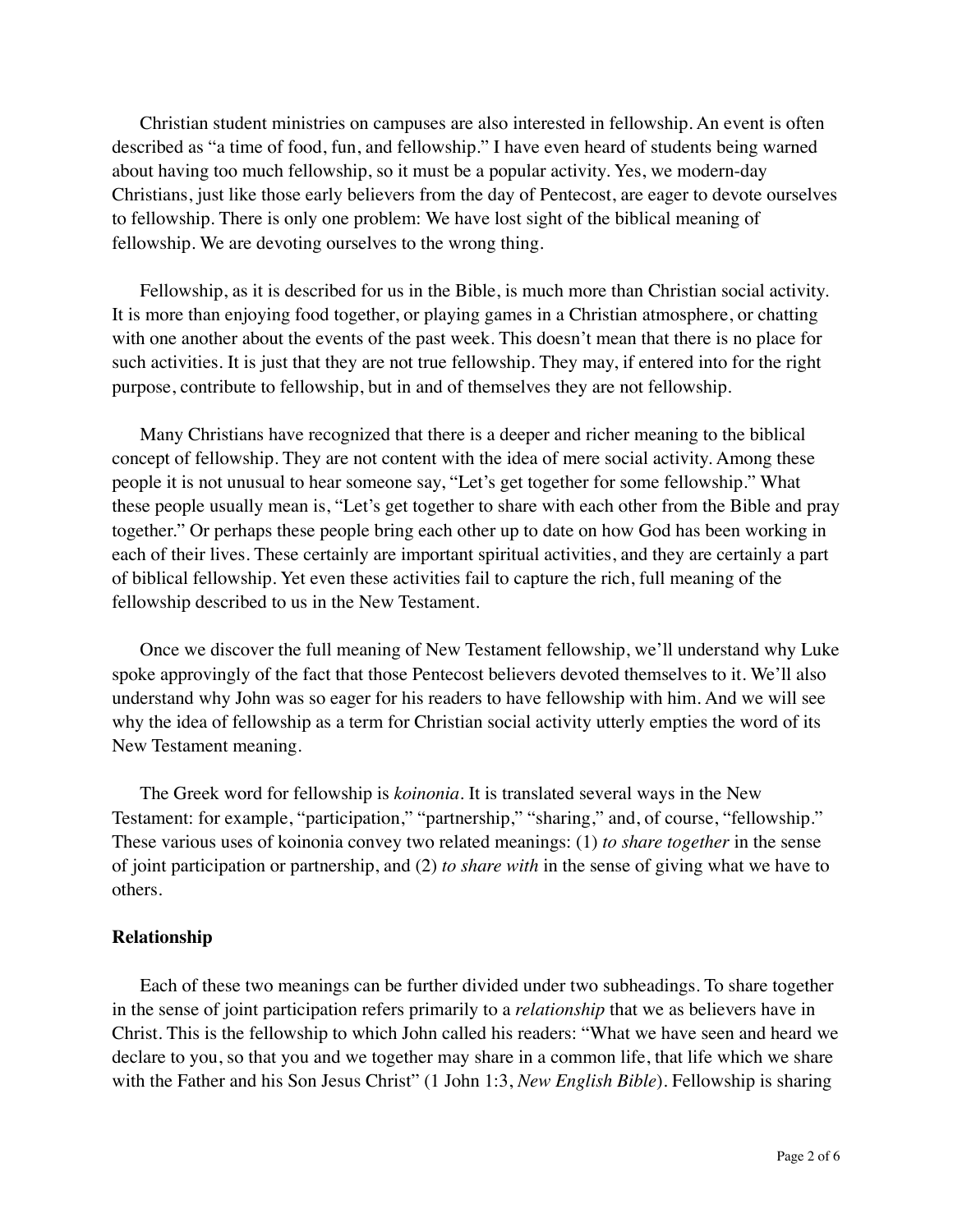Christian student ministries on campuses are also interested in fellowship. An event is often described as "a time of food, fun, and fellowship." I have even heard of students being warned about having too much fellowship, so it must be a popular activity. Yes, we modern-day Christians, just like those early believers from the day of Pentecost, are eager to devote ourselves to fellowship. There is only one problem: We have lost sight of the biblical meaning of fellowship. We are devoting ourselves to the wrong thing.

Fellowship, as it is described for us in the Bible, is much more than Christian social activity. It is more than enjoying food together, or playing games in a Christian atmosphere, or chatting with one another about the events of the past week. This doesn't mean that there is no place for such activities. It is just that they are not true fellowship. They may, if entered into for the right purpose, contribute to fellowship, but in and of themselves they are not fellowship.

Many Christians have recognized that there is a deeper and richer meaning to the biblical concept of fellowship. They are not content with the idea of mere social activity. Among these people it is not unusual to hear someone say, "Let's get together for some fellowship." What these people usually mean is, "Let's get together to share with each other from the Bible and pray together." Or perhaps these people bring each other up to date on how God has been working in each of their lives. These certainly are important spiritual activities, and they are certainly a part of biblical fellowship. Yet even these activities fail to capture the rich, full meaning of the fellowship described to us in the New Testament.

Once we discover the full meaning of New Testament fellowship, we'll understand why Luke spoke approvingly of the fact that those Pentecost believers devoted themselves to it. We'll also understand why John was so eager for his readers to have fellowship with him. And we will see why the idea of fellowship as a term for Christian social activity utterly empties the word of its New Testament meaning.

The Greek word for fellowship is *koinonia*. It is translated several ways in the New Testament: for example, "participation," "partnership," "sharing," and, of course, "fellowship." These various uses of koinonia convey two related meanings: (1) *to share together* in the sense of joint participation or partnership, and (2) *to share with* in the sense of giving what we have to others.

**Relationship**

Each of these two meanings can be further divided under two subheadings. To share together in the sense of joint participation refers primarily to a *relationship* that we as believers have in Christ. This is the fellowship to which John called his readers: "What we have seen and heard we declare to you, so that you and we together may share in a common life, that life which we share with the Father and his Son Jesus Christ" (1 John 1:3, *New English Bible*). Fellowship is sharing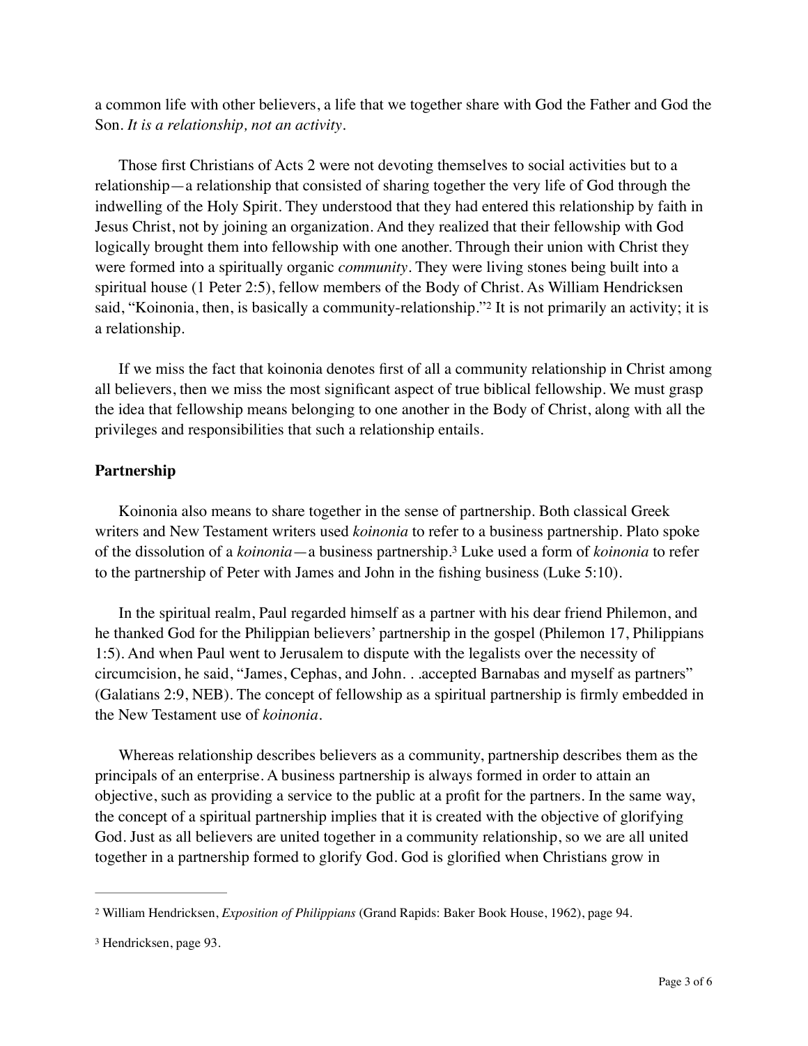a common life with other believers, a life that we together share with God the Father and God the Son. *It is a relationship, not an activity*.

Those first Christians of Acts 2 were not devoting themselves to social activities but to a relationship—a relationship that consisted of sharing together the very life of God through the indwelling of the Holy Spirit. They understood that they had entered this relationship by faith in Jesus Christ, not by joining an organization. And they realized that their fellowship with God logically brought them into fellowship with one another. Through their union with Christ they were formed into a spiritually organic *community*. They were living stones being built into a spiritual house (1 Peter 2:5), fellow members of the Body of Christ. As William Hendricksen said, "Koinonia, then, is basically a community-relationship."[2] It is not primarily an activity; it is a relationship.

If we miss the fact that koinonia denotes first of all a community relationship in Christ among all believers, then we miss the most significant aspect of true biblical fellowship. We must grasp the idea that fellowship means belonging to one another in the Body of Christ, along with all the privileges and responsibilities that such a relationship entails.

**Partnership**

Koinonia also means to share together in the sense of partnership. Both classical Greek writers and New Testament writers used *koinonia* to refer to a business partnership. Plato spoke of the dissolution of a *koinonia*—a business partnership.[3] Luke used a form of *koinonia* to refer to the partnership of Peter with James and John in the fishing business (Luke 5:10).

In the spiritual realm, Paul regarded himself as a partner with his dear friend Philemon, and he thanked God for the Philippian believers' partnership in the gospel (Philemon 17, Philippians 1:5). And when Paul went to Jerusalem to dispute with the legalists over the necessity of circumcision, he said, "James, Cephas, and John. . .accepted Barnabas and myself as partners" (Galatians 2:9, NEB). The concept of fellowship as a spiritual partnership is firmly embedded in the New Testament use of *koinonia*.

Whereas relationship describes believers as a community, partnership describes them as the principals of an enterprise. A business partnership is always formed in order to attain an objective, such as providing a service to the public at a profit for the partners. In the same way, the concept of a spiritual partnership implies that it is created with the objective of glorifying God. Just as all believers are united together in a community relationship, so we are all united together in a partnership formed to glorify God. God is glorified when Christians grow in

---

[2] William Hendricksen, *Exposition of Philippians* (Grand Rapids: Baker Book House, 1962), page 94.

[3] Hendricksen, page 93.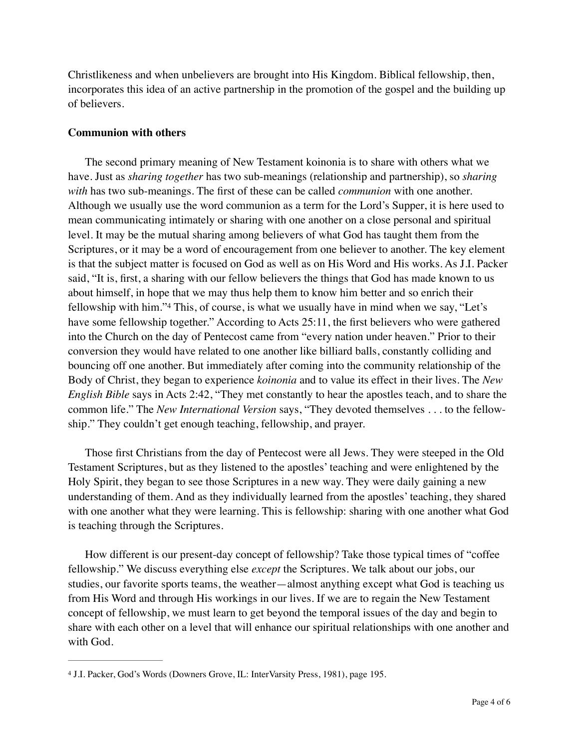Christlikeness and when unbelievers are brought into His Kingdom. Biblical fellowship, then, incorporates this idea of an active partnership in the promotion of the gospel and the building up of believers.

**Communion with others**

The second primary meaning of New Testament koinonia is to share with others what we have. Just as *sharing together* has two sub-meanings (relationship and partnership), so *sharing with* has two sub-meanings. The first of these can be called *communion* with one another. Although we usually use the word communion as a term for the Lord's Supper, it is here used to mean communicating intimately or sharing with one another on a close personal and spiritual level. It may be the mutual sharing among believers of what God has taught them from the Scriptures, or it may be a word of encouragement from one believer to another. The key element is that the subject matter is focused on God as well as on His Word and His works. As J.I. Packer said, "It is, first, a sharing with our fellow believers the things that God has made known to us about himself, in hope that we may thus help them to know him better and so enrich their fellowship with him."[4] This, of course, is what we usually have in mind when we say, "Let's have some fellowship together." According to Acts 25:11, the first believers who were gathered into the Church on the day of Pentecost came from "every nation under heaven." Prior to their conversion they would have related to one another like billiard balls, constantly colliding and bouncing off one another. But immediately after coming into the community relationship of the Body of Christ, they began to experience *koinonia* and to value its effect in their lives. The *New English Bible* says in Acts 2:42, "They met constantly to hear the apostles teach, and to share the common life." The *New International Version* says, "They devoted themselves . . . to the fellowship." They couldn't get enough teaching, fellowship, and prayer.

Those first Christians from the day of Pentecost were all Jews. They were steeped in the Old Testament Scriptures, but as they listened to the apostles' teaching and were enlightened by the Holy Spirit, they began to see those Scriptures in a new way. They were daily gaining a new understanding of them. And as they individually learned from the apostles' teaching, they shared with one another what they were learning. This is fellowship: sharing with one another what God is teaching through the Scriptures.

How different is our present-day concept of fellowship? Take those typical times of "coffee fellowship." We discuss everything else *except* the Scriptures. We talk about our jobs, our studies, our favorite sports teams, the weather—almost anything except what God is teaching us from His Word and through His workings in our lives. If we are to regain the New Testament concept of fellowship, we must learn to get beyond the temporal issues of the day and begin to share with each other on a level that will enhance our spiritual relationships with one another and with God.

---

[4] J.I. Packer, God's Words (Downers Grove, IL: InterVarsity Press, 1981), page 195.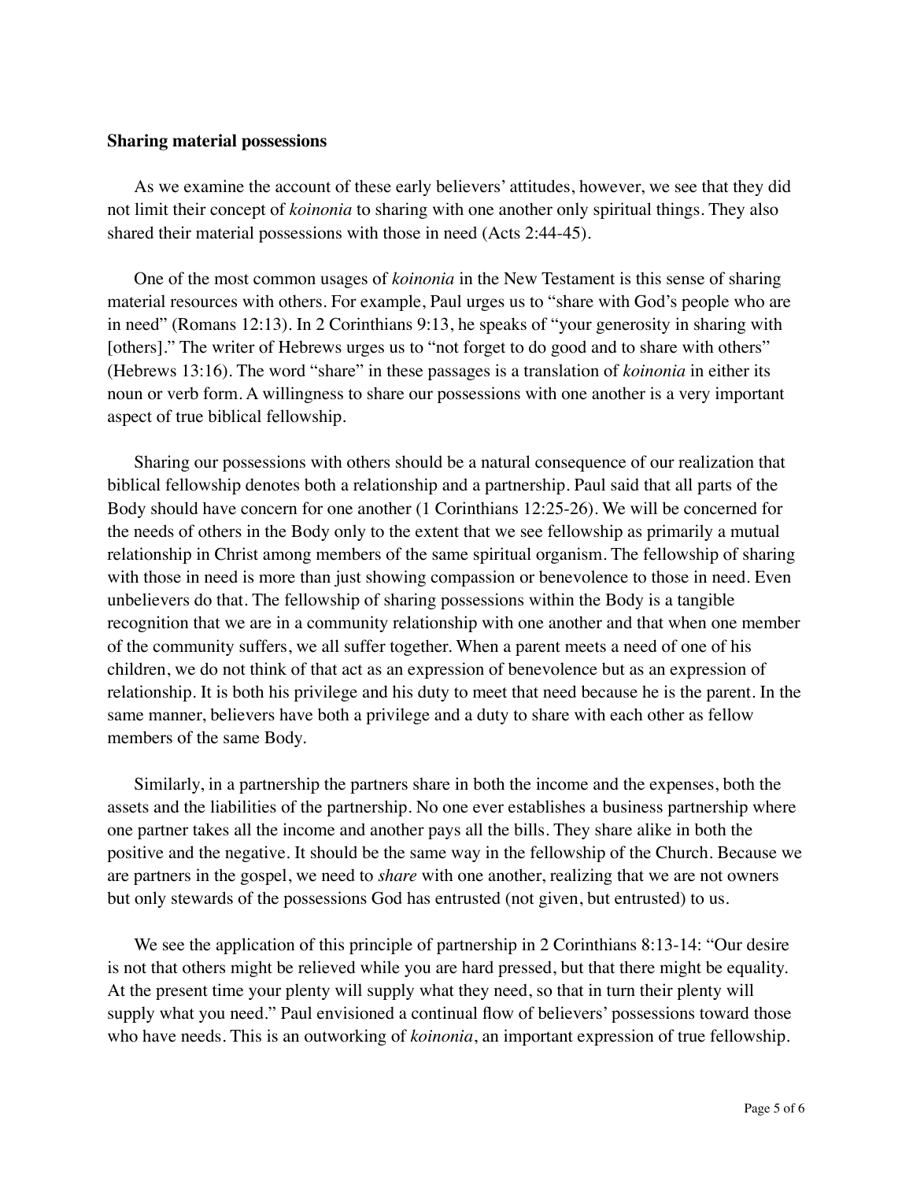**Sharing material possessions**

As we examine the account of these early believers' attitudes, however, we see that they did not limit their concept of *koinonia* to sharing with one another only spiritual things. They also shared their material possessions with those in need (Acts 2:44-45).

One of the most common usages of *koinonia* in the New Testament is this sense of sharing material resources with others. For example, Paul urges us to "share with God's people who are in need" (Romans 12:13). In 2 Corinthians 9:13, he speaks of "your generosity in sharing with [others]." The writer of Hebrews urges us to "not forget to do good and to share with others" (Hebrews 13:16). The word "share" in these passages is a translation of *koinonia* in either its noun or verb form. A willingness to share our possessions with one another is a very important aspect of true biblical fellowship.

Sharing our possessions with others should be a natural consequence of our realization that biblical fellowship denotes both a relationship and a partnership. Paul said that all parts of the Body should have concern for one another (1 Corinthians 12:25-26). We will be concerned for the needs of others in the Body only to the extent that we see fellowship as primarily a mutual relationship in Christ among members of the same spiritual organism. The fellowship of sharing with those in need is more than just showing compassion or benevolence to those in need. Even unbelievers do that. The fellowship of sharing possessions within the Body is a tangible recognition that we are in a community relationship with one another and that when one member of the community suffers, we all suffer together. When a parent meets a need of one of his children, we do not think of that act as an expression of benevolence but as an expression of relationship. It is both his privilege and his duty to meet that need because he is the parent. In the same manner, believers have both a privilege and a duty to share with each other as fellow members of the same Body.

Similarly, in a partnership the partners share in both the income and the expenses, both the assets and the liabilities of the partnership. No one ever establishes a business partnership where one partner takes all the income and another pays all the bills. They share alike in both the positive and the negative. It should be the same way in the fellowship of the Church. Because we are partners in the gospel, we need to *share* with one another, realizing that we are not owners but only stewards of the possessions God has entrusted (not given, but entrusted) to us.

We see the application of this principle of partnership in 2 Corinthians 8:13-14: "Our desire is not that others might be relieved while you are hard pressed, but that there might be equality. At the present time your plenty will supply what they need, so that in turn their plenty will supply what you need." Paul envisioned a continual flow of believers' possessions toward those who have needs. This is an outworking of *koinonia*, an important expression of true fellowship.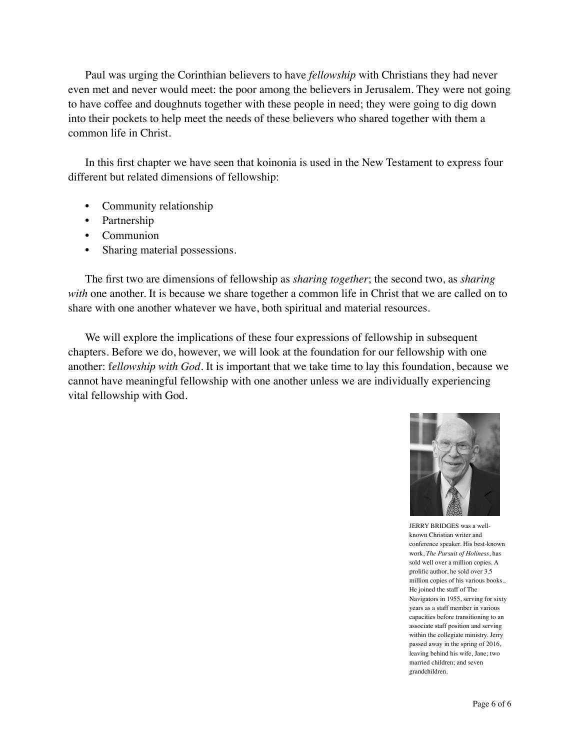Paul was urging the Corinthian believers to have *fellowship* with Christians they had never even met and never would meet: the poor among the believers in Jerusalem. They were not going to have coffee and doughnuts together with these people in need; they were going to dig down into their pockets to help meet the needs of these believers who shared together with them a common life in Christ.

In this first chapter we have seen that koinonia is used in the New Testament to express four different but related dimensions of fellowship:

- Community relationship
- Partnership
- Communion
- Sharing material possessions.

The first two are dimensions of fellowship as *sharing together*; the second two, as *sharing with* one another. It is because we share together a common life in Christ that we are called on to share with one another whatever we have, both spiritual and material resources.

We will explore the implications of these four expressions of fellowship in subsequent chapters. Before we do, however, we will look at the foundation for our fellowship with one another: f*ellowship with God*. It is important that we take time to lay this foundation, because we cannot have meaningful fellowship with one another unless we are individually experiencing vital fellowship with God.

JERRY BRIDGES was a well-known Christian writer and conference speaker. His best-known work, *The Pursuit of Holiness*, has sold well over a million copies. A prolific author, he sold over 3.5 million copies of his various books.. He joined the staff of The Navigators in 1955, serving for sixty years as a staff member in various capacities before transitioning to an associate staff position and serving within the collegiate ministry. Jerry passed away in the spring of 2016, leaving behind his wife, Jane; two married children; and seven grandchildren.